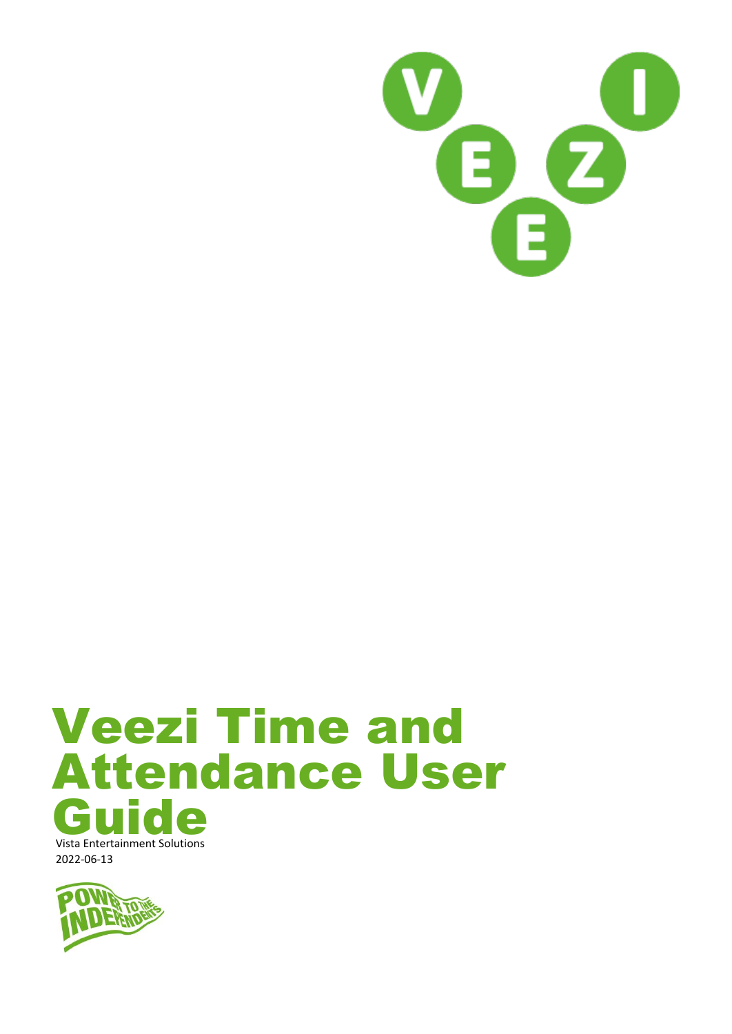# Veezi Time and Attendance User Guide

Vista Entertainment Solutions

2022-06-13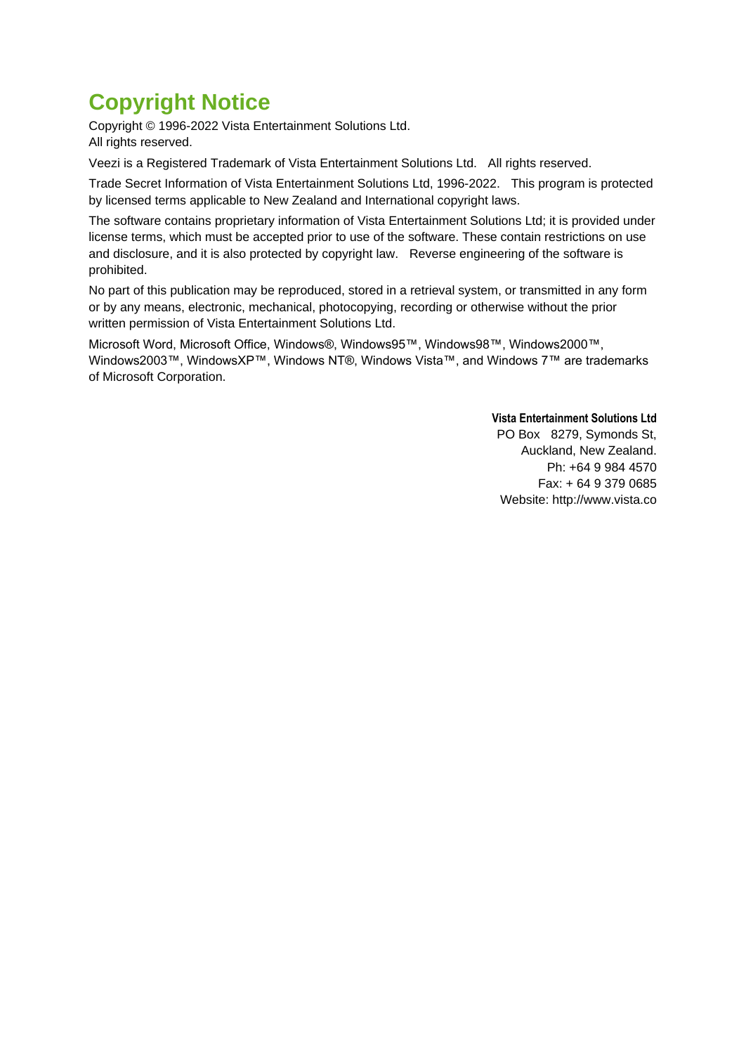# Copyright Notice

Copyright © 1996-2022 Vista Entertainment Solutions Ltd.
All rights reserved.

Veezi is a Registered Trademark of Vista Entertainment Solutions Ltd.   All rights reserved.

Trade Secret Information of Vista Entertainment Solutions Ltd, 1996-2022.   This program is protected by licensed terms applicable to New Zealand and International copyright laws.

The software contains proprietary information of Vista Entertainment Solutions Ltd; it is provided under license terms, which must be accepted prior to use of the software. These contain restrictions on use and disclosure, and it is also protected by copyright law.   Reverse engineering of the software is prohibited.

No part of this publication may be reproduced, stored in a retrieval system, or transmitted in any form or by any means, electronic, mechanical, photocopying, recording or otherwise without the prior written permission of Vista Entertainment Solutions Ltd.

Microsoft Word, Microsoft Office, Windows®, Windows95™, Windows98™, Windows2000™, Windows2003™, WindowsXP™, Windows NT®, Windows Vista™, and Windows 7™ are trademarks of Microsoft Corporation.

**Vista Entertainment Solutions Ltd**
PO Box   8279, Symonds St,
Auckland, New Zealand.
Ph: +64 9 984 4570
Fax: + 64 9 379 0685
Website: http://www.vista.co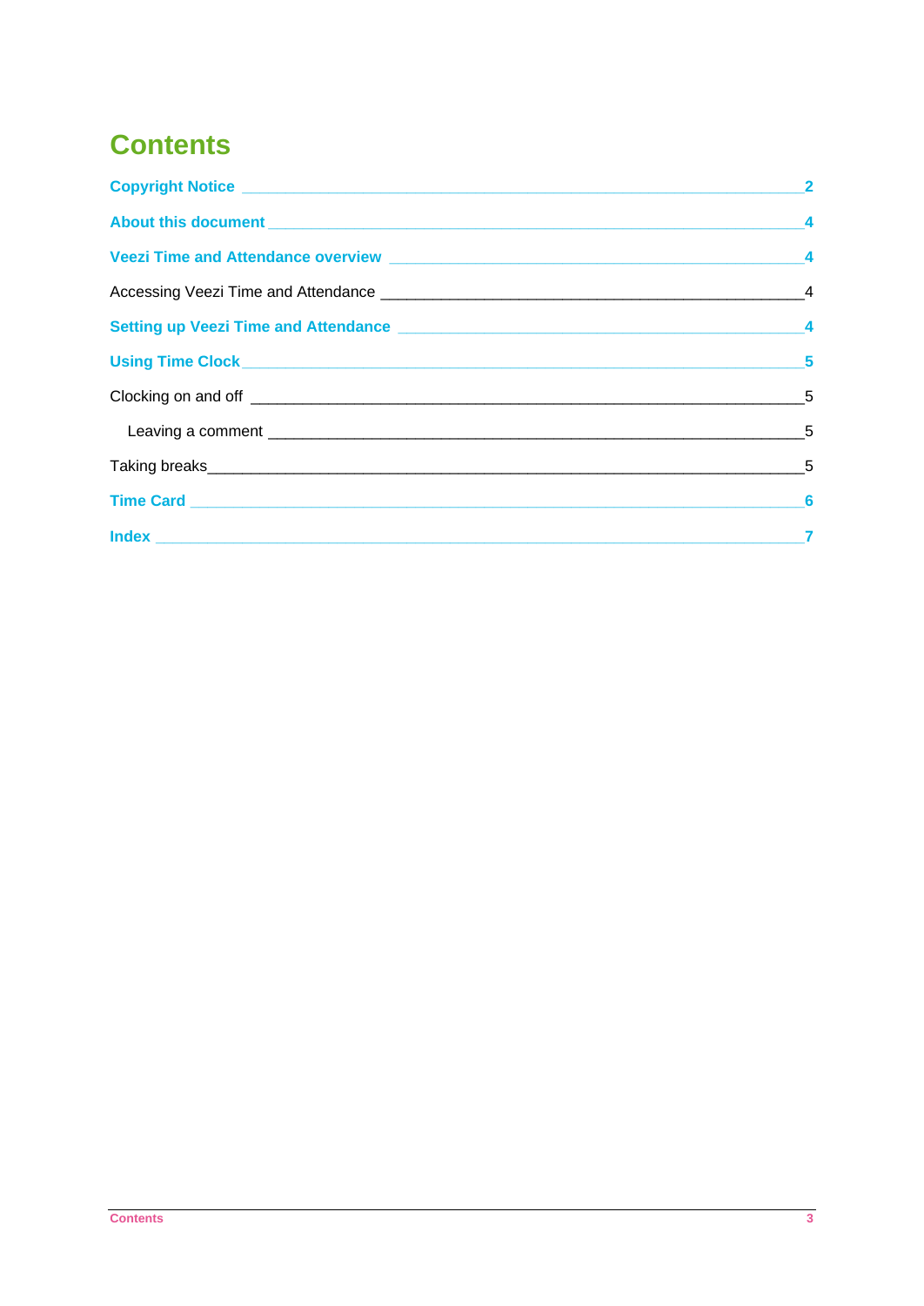# Contents

**Copyright Notice** 2

**About this document** 4

**Veezi Time and Attendance overview** 4

Accessing Veezi Time and Attendance 4

**Setting up Veezi Time and Attendance** 4

**Using Time Clock** 5

Clocking on and off 5

- Leaving a comment 5

Taking breaks 5

**Time Card** 6

**Index** 7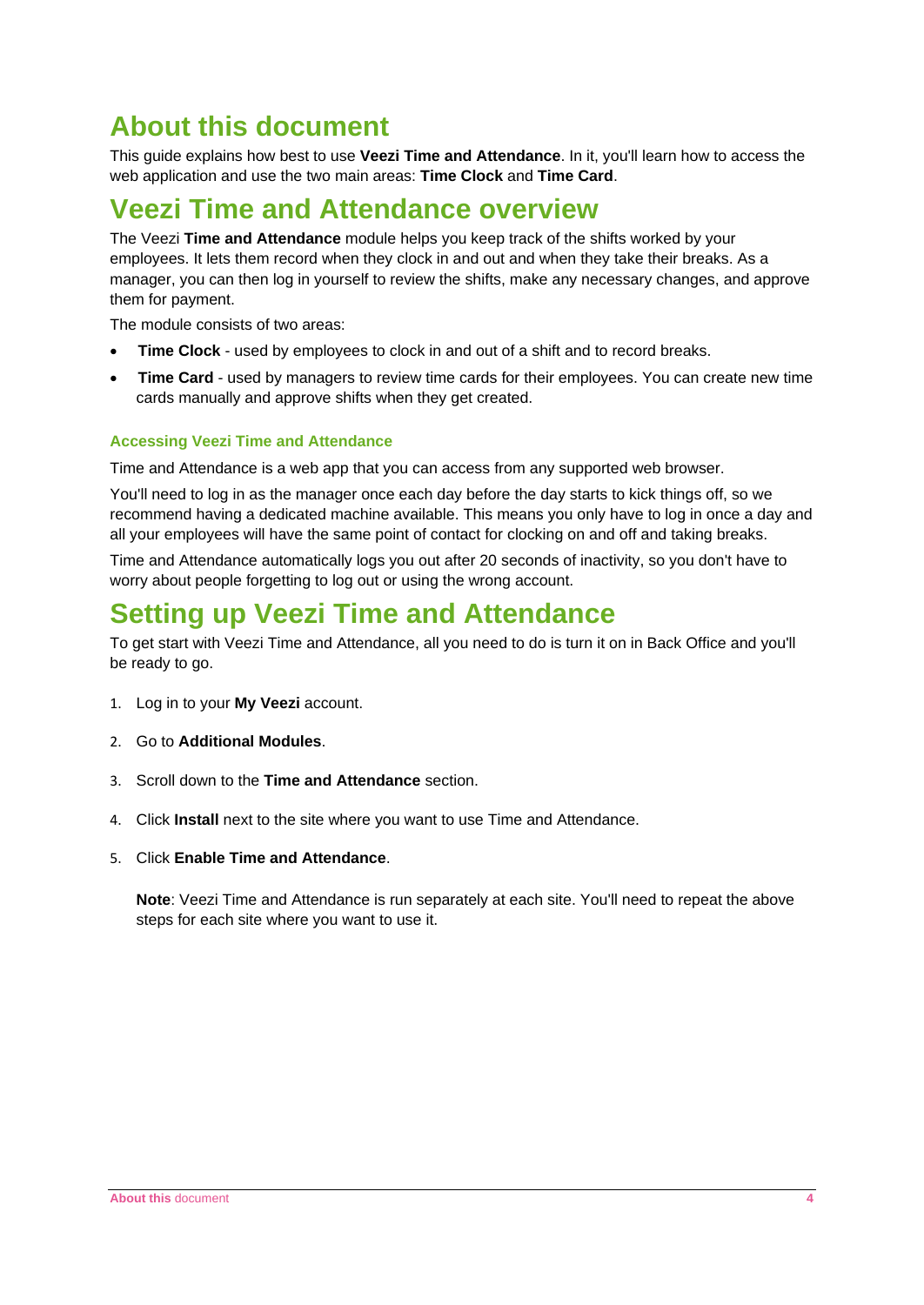# About this document

This guide explains how best to use **Veezi Time and Attendance**. In it, you'll learn how to access the web application and use the two main areas: **Time Clock** and **Time Card**.

# Veezi Time and Attendance overview

The Veezi **Time and Attendance** module helps you keep track of the shifts worked by your employees. It lets them record when they clock in and out and when they take their breaks. As a manager, you can then log in yourself to review the shifts, make any necessary changes, and approve them for payment.

The module consists of two areas:

- **Time Clock** - used by employees to clock in and out of a shift and to record breaks.
- **Time Card** - used by managers to review time cards for their employees. You can create new time cards manually and approve shifts when they get created.

### Accessing Veezi Time and Attendance

Time and Attendance is a web app that you can access from any supported web browser.

You'll need to log in as the manager once each day before the day starts to kick things off, so we recommend having a dedicated machine available. This means you only have to log in once a day and all your employees will have the same point of contact for clocking on and off and taking breaks.

Time and Attendance automatically logs you out after 20 seconds of inactivity, so you don't have to worry about people forgetting to log out or using the wrong account.

# Setting up Veezi Time and Attendance

To get start with Veezi Time and Attendance, all you need to do is turn it on in Back Office and you'll be ready to go.

1. Log in to your **My Veezi** account.
2. Go to **Additional Modules**.
3. Scroll down to the **Time and Attendance** section.
4. Click **Install** next to the site where you want to use Time and Attendance.
5. Click **Enable Time and Attendance**.

   **Note**: Veezi Time and Attendance is run separately at each site. You'll need to repeat the above steps for each site where you want to use it.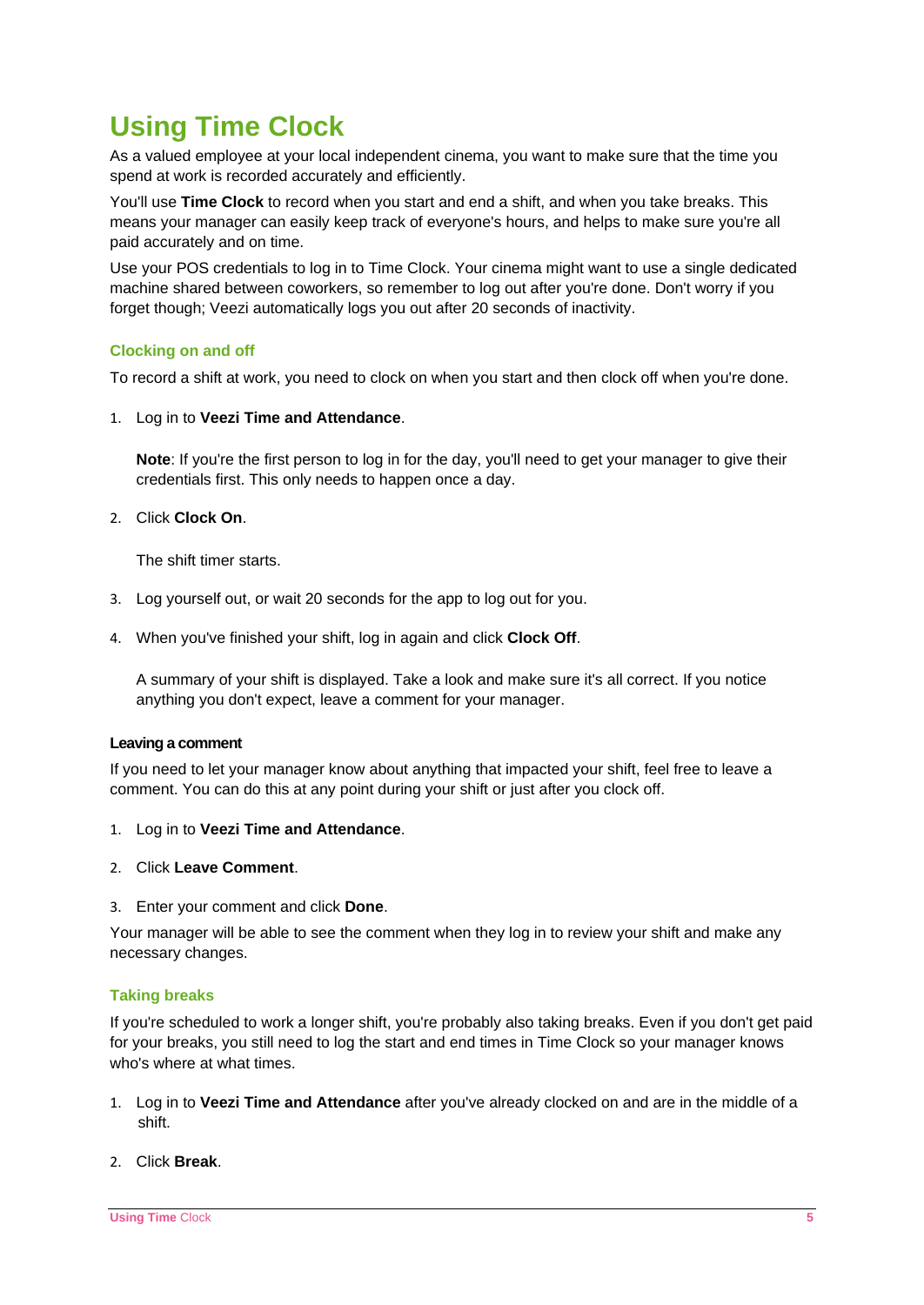# Using Time Clock

As a valued employee at your local independent cinema, you want to make sure that the time you spend at work is recorded accurately and efficiently.

You'll use **Time Clock** to record when you start and end a shift, and when you take breaks. This means your manager can easily keep track of everyone's hours, and helps to make sure you're all paid accurately and on time.

Use your POS credentials to log in to Time Clock. Your cinema might want to use a single dedicated machine shared between coworkers, so remember to log out after you're done. Don't worry if you forget though; Veezi automatically logs you out after 20 seconds of inactivity.

## Clocking on and off

To record a shift at work, you need to clock on when you start and then clock off when you're done.

1. Log in to **Veezi Time and Attendance**.

   **Note**: If you're the first person to log in for the day, you'll need to get your manager to give their credentials first. This only needs to happen once a day.

2. Click **Clock On**.

   The shift timer starts.

3. Log yourself out, or wait 20 seconds for the app to log out for you.

4. When you've finished your shift, log in again and click **Clock Off**.

   A summary of your shift is displayed. Take a look and make sure it's all correct. If you notice anything you don't expect, leave a comment for your manager.

### Leaving a comment

If you need to let your manager know about anything that impacted your shift, feel free to leave a comment. You can do this at any point during your shift or just after you clock off.

1. Log in to **Veezi Time and Attendance**.
2. Click **Leave Comment**.
3. Enter your comment and click **Done**.

Your manager will be able to see the comment when they log in to review your shift and make any necessary changes.

## Taking breaks

If you're scheduled to work a longer shift, you're probably also taking breaks. Even if you don't get paid for your breaks, you still need to log the start and end times in Time Clock so your manager knows who's where at what times.

1. Log in to **Veezi Time and Attendance** after you've already clocked on and are in the middle of a shift.
2. Click **Break**.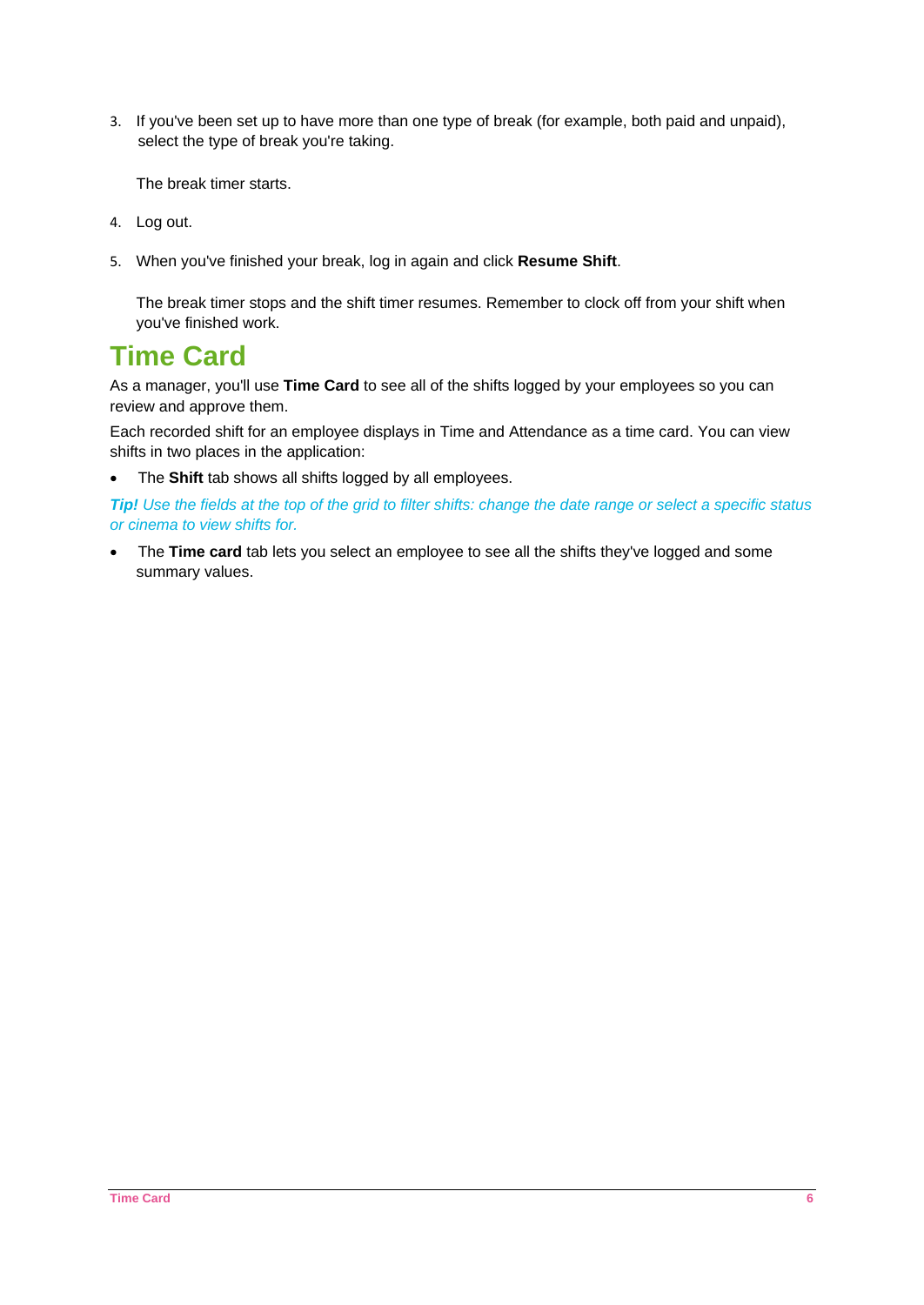3. If you've been set up to have more than one type of break (for example, both paid and unpaid), select the type of break you're taking.

   The break timer starts.

4. Log out.

5. When you've finished your break, log in again and click **Resume Shift**.

   The break timer stops and the shift timer resumes. Remember to clock off from your shift when you've finished work.

# Time Card

As a manager, you'll use **Time Card** to see all of the shifts logged by your employees so you can review and approve them.

Each recorded shift for an employee displays in Time and Attendance as a time card. You can view shifts in two places in the application:

- The **Shift** tab shows all shifts logged by all employees.

***Tip!*** *Use the fields at the top of the grid to filter shifts: change the date range or select a specific status or cinema to view shifts for.*

- The **Time card** tab lets you select an employee to see all the shifts they've logged and some summary values.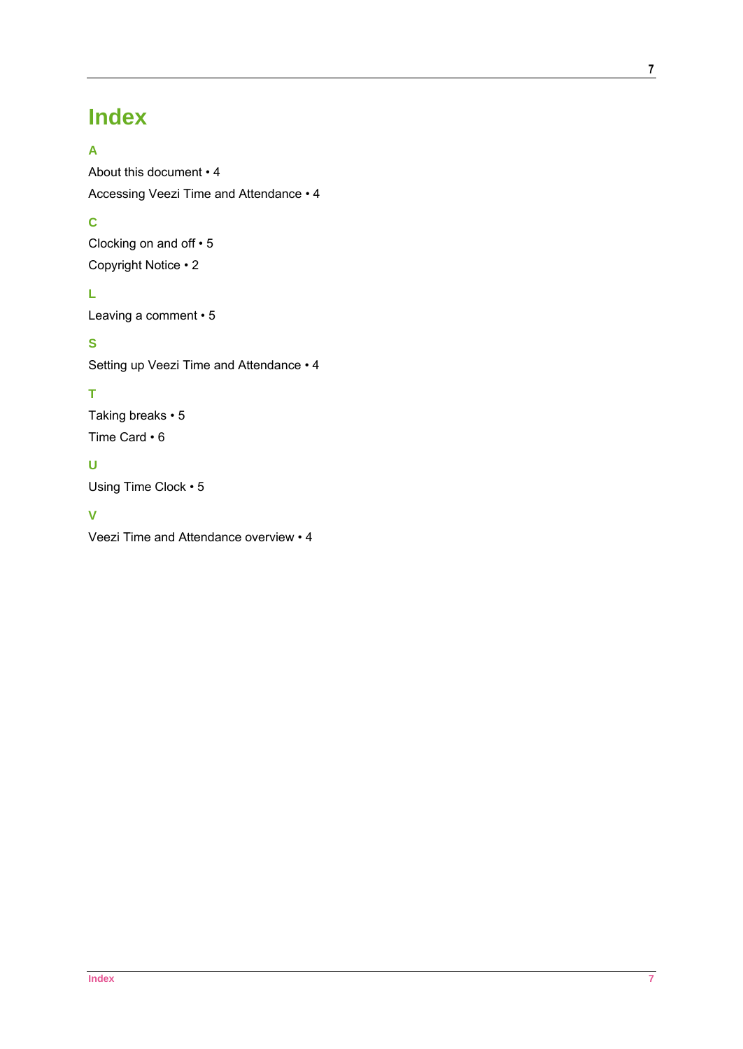# Index

## A

About this document • 4

Accessing Veezi Time and Attendance • 4

## C

Clocking on and off • 5

Copyright Notice • 2

## L

Leaving a comment • 5

## S

Setting up Veezi Time and Attendance • 4

## T

Taking breaks • 5

Time Card • 6

## U

Using Time Clock • 5

## V

Veezi Time and Attendance overview • 4